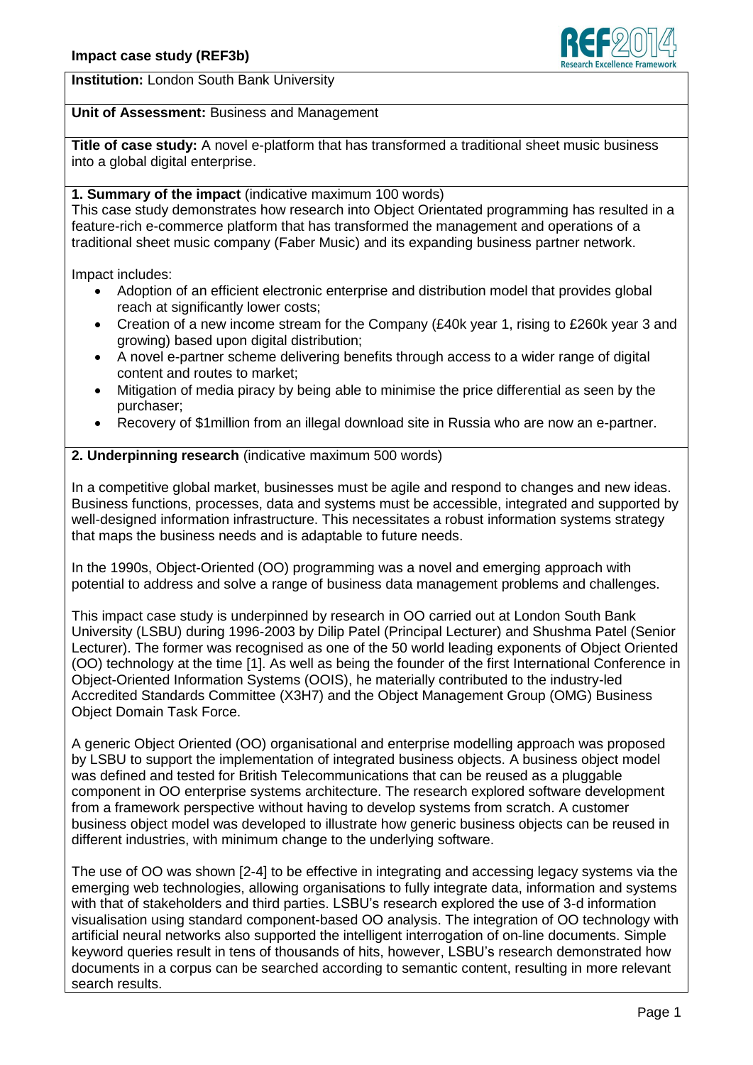**Impact case study (REF3b)**

**Institution:** London South Bank University

**Unit of Assessment:** Business and Management

**Title of case study:** A novel e-platform that has transformed a traditional sheet music business into a global digital enterprise.

**1. Summary of the impact** (indicative maximum 100 words)

This case study demonstrates how research into Object Orientated programming has resulted in a feature-rich e-commerce platform that has transformed the management and operations of a traditional sheet music company (Faber Music) and its expanding business partner network.

Impact includes:

- Adoption of an efficient electronic enterprise and distribution model that provides global reach at significantly lower costs;
- Creation of a new income stream for the Company (£40k year 1, rising to £260k year 3 and growing) based upon digital distribution;
- A novel e-partner scheme delivering benefits through access to a wider range of digital content and routes to market;
- Mitigation of media piracy by being able to minimise the price differential as seen by the purchaser;
- Recovery of $1million from an illegal download site in Russia who are now an e-partner.

**2. Underpinning research** (indicative maximum 500 words)

In a competitive global market, businesses must be agile and respond to changes and new ideas. Business functions, processes, data and systems must be accessible, integrated and supported by well-designed information infrastructure. This necessitates a robust information systems strategy that maps the business needs and is adaptable to future needs.

In the 1990s, Object-Oriented (OO) programming was a novel and emerging approach with potential to address and solve a range of business data management problems and challenges.

This impact case study is underpinned by research in OO carried out at London South Bank University (LSBU) during 1996-2003 by Dilip Patel (Principal Lecturer) and Shushma Patel (Senior Lecturer). The former was recognised as one of the 50 world leading exponents of Object Oriented (OO) technology at the time [1]. As well as being the founder of the first International Conference in Object-Oriented Information Systems (OOIS), he materially contributed to the industry-led Accredited Standards Committee (X3H7) and the Object Management Group (OMG) Business Object Domain Task Force.

A generic Object Oriented (OO) organisational and enterprise modelling approach was proposed by LSBU to support the implementation of integrated business objects. A business object model was defined and tested for British Telecommunications that can be reused as a pluggable component in OO enterprise systems architecture. The research explored software development from a framework perspective without having to develop systems from scratch. A customer business object model was developed to illustrate how generic business objects can be reused in different industries, with minimum change to the underlying software.

The use of OO was shown [2-4] to be effective in integrating and accessing legacy systems via the emerging web technologies, allowing organisations to fully integrate data, information and systems with that of stakeholders and third parties. LSBU's research explored the use of 3-d information visualisation using standard component-based OO analysis. The integration of OO technology with artificial neural networks also supported the intelligent interrogation of on-line documents. Simple keyword queries result in tens of thousands of hits, however, LSBU's research demonstrated how documents in a corpus can be searched according to semantic content, resulting in more relevant search results.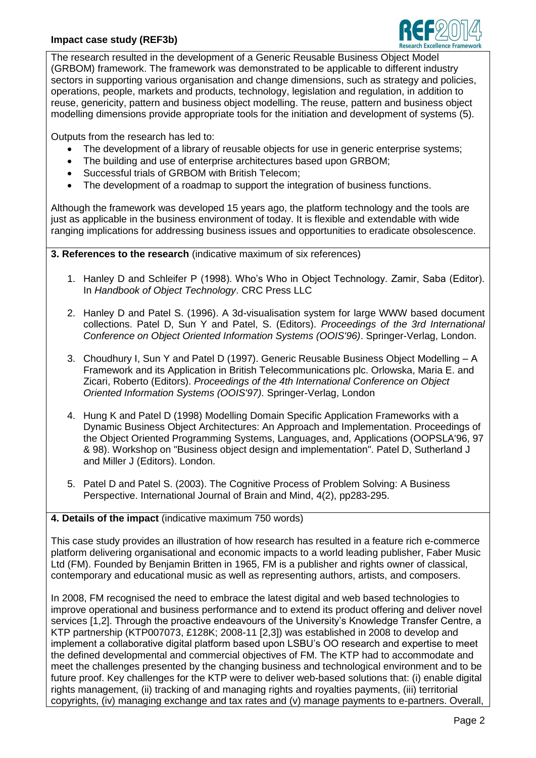The research resulted in the development of a Generic Reusable Business Object Model (GRBOM) framework. The framework was demonstrated to be applicable to different industry sectors in supporting various organisation and change dimensions, such as strategy and policies, operations, people, markets and products, technology, legislation and regulation, in addition to reuse, genericity, pattern and business object modelling. The reuse, pattern and business object modelling dimensions provide appropriate tools for the initiation and development of systems (5).

Outputs from the research has led to:

- The development of a library of reusable objects for use in generic enterprise systems;
- The building and use of enterprise architectures based upon GRBOM;
- Successful trials of GRBOM with British Telecom;
- The development of a roadmap to support the integration of business functions.

Although the framework was developed 15 years ago, the platform technology and the tools are just as applicable in the business environment of today. It is flexible and extendable with wide ranging implications for addressing business issues and opportunities to eradicate obsolescence.

**3. References to the research** (indicative maximum of six references)

1. Hanley D and Schleifer P (1998). Who's Who in Object Technology. Zamir, Saba (Editor). In *Handbook of Object Technology*. CRC Press LLC
2. Hanley D and Patel S. (1996). A 3d-visualisation system for large WWW based document collections. Patel D, Sun Y and Patel, S. (Editors). *Proceedings of the 3rd International Conference on Object Oriented Information Systems (OOIS'96)*. Springer-Verlag, London.
3. Choudhury I, Sun Y and Patel D (1997). Generic Reusable Business Object Modelling – A Framework and its Application in British Telecommunications plc. Orlowska, Maria E. and Zicari, Roberto (Editors). *Proceedings of the 4th International Conference on Object Oriented Information Systems (OOIS'97)*. Springer-Verlag, London
4. Hung K and Patel D (1998) Modelling Domain Specific Application Frameworks with a Dynamic Business Object Architectures: An Approach and Implementation. Proceedings of the Object Oriented Programming Systems, Languages, and, Applications (OOPSLA'96, 97 & 98). Workshop on "Business object design and implementation". Patel D, Sutherland J and Miller J (Editors). London.
5. Patel D and Patel S. (2003). The Cognitive Process of Problem Solving: A Business Perspective. International Journal of Brain and Mind, 4(2), pp283-295.

**4. Details of the impact** (indicative maximum 750 words)

This case study provides an illustration of how research has resulted in a feature rich e-commerce platform delivering organisational and economic impacts to a world leading publisher, Faber Music Ltd (FM). Founded by Benjamin Britten in 1965, FM is a publisher and rights owner of classical, contemporary and educational music as well as representing authors, artists, and composers.

In 2008, FM recognised the need to embrace the latest digital and web based technologies to improve operational and business performance and to extend its product offering and deliver novel services [1,2]. Through the proactive endeavours of the University's Knowledge Transfer Centre, a KTP partnership (KTP007073, £128K; 2008-11 [2,3]) was established in 2008 to develop and implement a collaborative digital platform based upon LSBU's OO research and expertise to meet the defined developmental and commercial objectives of FM. The KTP had to accommodate and meet the challenges presented by the changing business and technological environment and to be future proof. Key challenges for the KTP were to deliver web-based solutions that: (i) enable digital rights management, (ii) tracking of and managing rights and royalties payments, (iii) territorial copyrights, (iv) managing exchange and tax rates and (v) manage payments to e-partners. Overall,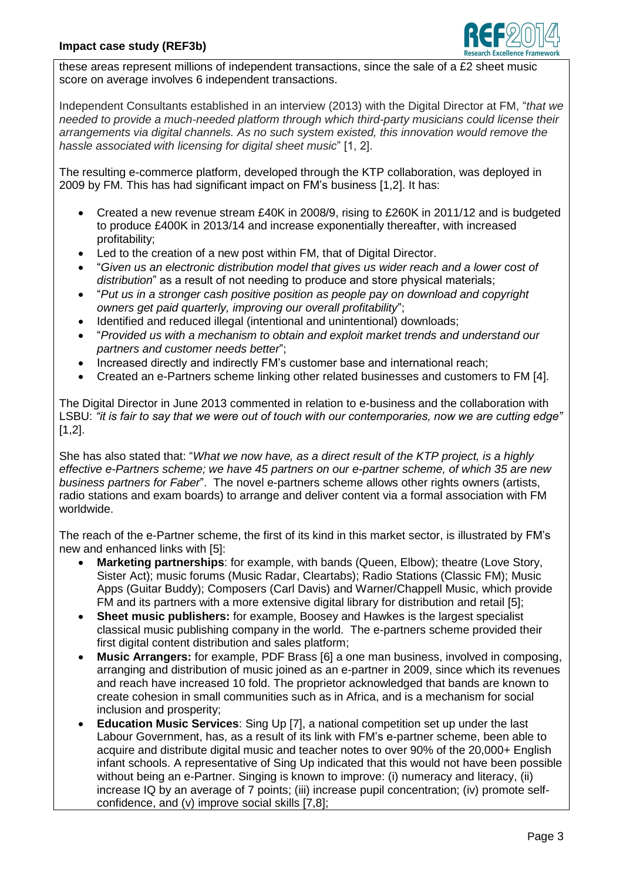these areas represent millions of independent transactions, since the sale of a £2 sheet music score on average involves 6 independent transactions.

Independent Consultants established in an interview (2013) with the Digital Director at FM, "*that we needed to provide a much-needed platform through which third-party musicians could license their arrangements via digital channels. As no such system existed, this innovation would remove the hassle associated with licensing for digital sheet music*" [1, 2].

The resulting e-commerce platform, developed through the KTP collaboration, was deployed in 2009 by FM. This has had significant impact on FM's business [1,2]. It has:

- Created a new revenue stream £40K in 2008/9, rising to £260K in 2011/12 and is budgeted to produce £400K in 2013/14 and increase exponentially thereafter, with increased profitability;
- Led to the creation of a new post within FM, that of Digital Director.
- "*Given us an electronic distribution model that gives us wider reach and a lower cost of distribution*" as a result of not needing to produce and store physical materials;
- "*Put us in a stronger cash positive position as people pay on download and copyright owners get paid quarterly, improving our overall profitability*";
- Identified and reduced illegal (intentional and unintentional) downloads;
- "*Provided us with a mechanism to obtain and exploit market trends and understand our partners and customer needs better*";
- Increased directly and indirectly FM's customer base and international reach;
- Created an e-Partners scheme linking other related businesses and customers to FM [4].

The Digital Director in June 2013 commented in relation to e-business and the collaboration with LSBU: *"it is fair to say that we were out of touch with our contemporaries, now we are cutting edge"* [1,2].

She has also stated that: "*What we now have, as a direct result of the KTP project, is a highly effective e-Partners scheme; we have 45 partners on our e-partner scheme, of which 35 are new business partners for Faber*". The novel e-partners scheme allows other rights owners (artists, radio stations and exam boards) to arrange and deliver content via a formal association with FM worldwide.

The reach of the e-Partner scheme, the first of its kind in this market sector, is illustrated by FM's new and enhanced links with [5]:

- **Marketing partnerships**: for example, with bands (Queen, Elbow); theatre (Love Story, Sister Act); music forums (Music Radar, Cleartabs); Radio Stations (Classic FM); Music Apps (Guitar Buddy); Composers (Carl Davis) and Warner/Chappell Music, which provide FM and its partners with a more extensive digital library for distribution and retail [5];
- **Sheet music publishers:** for example, Boosey and Hawkes is the largest specialist classical music publishing company in the world. The e-partners scheme provided their first digital content distribution and sales platform;
- **Music Arrangers:** for example, PDF Brass [6] a one man business, involved in composing, arranging and distribution of music joined as an e-partner in 2009, since which its revenues and reach have increased 10 fold. The proprietor acknowledged that bands are known to create cohesion in small communities such as in Africa, and is a mechanism for social inclusion and prosperity;
- **Education Music Services**: Sing Up [7], a national competition set up under the last Labour Government, has, as a result of its link with FM's e-partner scheme, been able to acquire and distribute digital music and teacher notes to over 90% of the 20,000+ English infant schools. A representative of Sing Up indicated that this would not have been possible without being an e-Partner. Singing is known to improve: (i) numeracy and literacy, (ii) increase IQ by an average of 7 points; (iii) increase pupil concentration; (iv) promote self-confidence, and (v) improve social skills [7,8];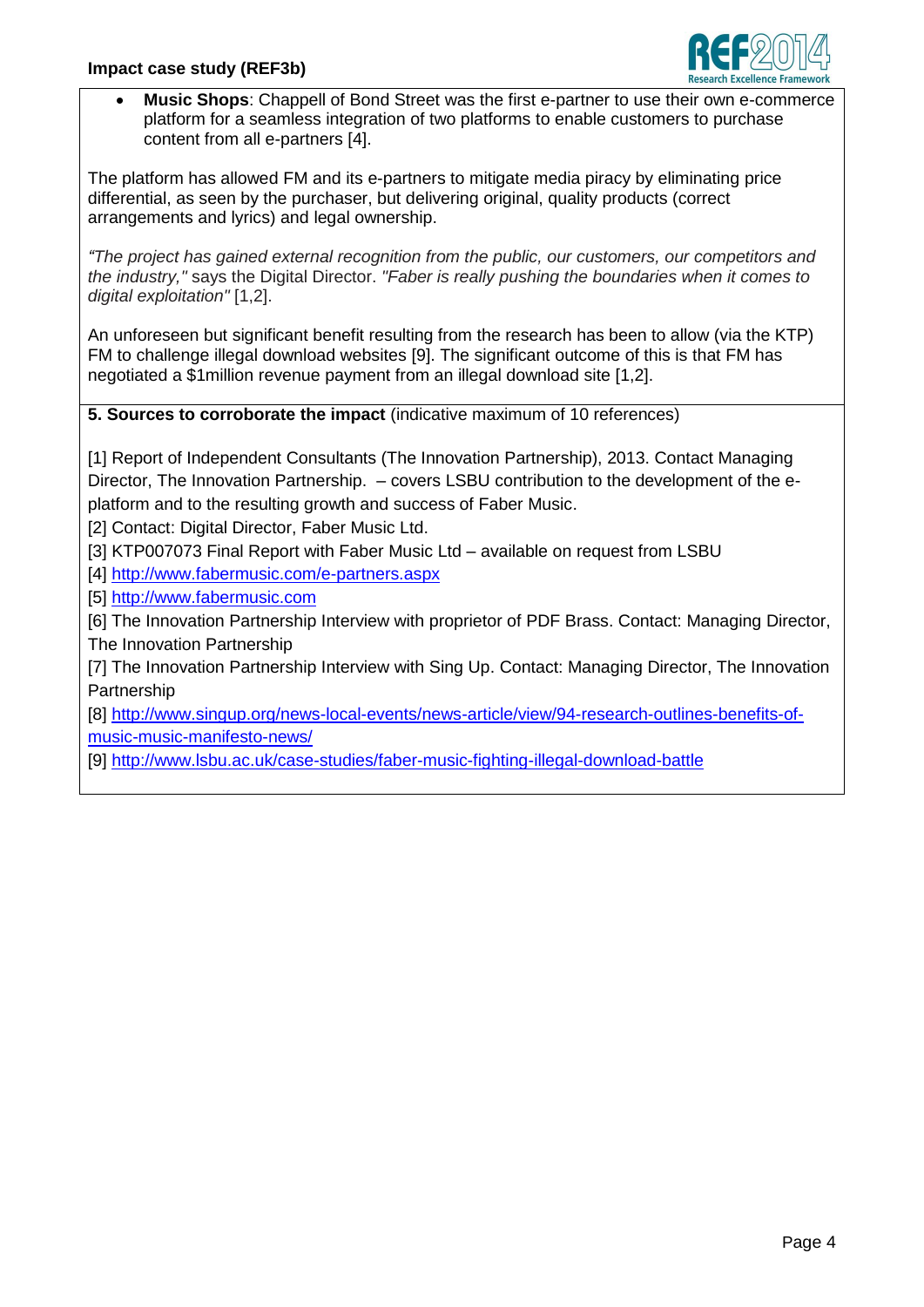- **Music Shops**: Chappell of Bond Street was the first e-partner to use their own e-commerce platform for a seamless integration of two platforms to enable customers to purchase content from all e-partners [4].

The platform has allowed FM and its e-partners to mitigate media piracy by eliminating price differential, as seen by the purchaser, but delivering original, quality products (correct arrangements and lyrics) and legal ownership.

*"The project has gained external recognition from the public, our customers, our competitors and the industry,"* says the Digital Director. *"Faber is really pushing the boundaries when it comes to digital exploitation"* [1,2].

An unforeseen but significant benefit resulting from the research has been to allow (via the KTP) FM to challenge illegal download websites [9]. The significant outcome of this is that FM has negotiated a $1million revenue payment from an illegal download site [1,2].

**5. Sources to corroborate the impact** (indicative maximum of 10 references)

[1] Report of Independent Consultants (The Innovation Partnership), 2013. Contact Managing Director, The Innovation Partnership. – covers LSBU contribution to the development of the e-platform and to the resulting growth and success of Faber Music.

[2] Contact: Digital Director, Faber Music Ltd.

[3] KTP007073 Final Report with Faber Music Ltd – available on request from LSBU

[4] http://www.fabermusic.com/e-partners.aspx

[5] http://www.fabermusic.com

[6] The Innovation Partnership Interview with proprietor of PDF Brass. Contact: Managing Director, The Innovation Partnership

[7] The Innovation Partnership Interview with Sing Up. Contact: Managing Director, The Innovation Partnership

[8] http://www.singup.org/news-local-events/news-article/view/94-research-outlines-benefits-of-music-music-manifesto-news/

[9] http://www.lsbu.ac.uk/case-studies/faber-music-fighting-illegal-download-battle